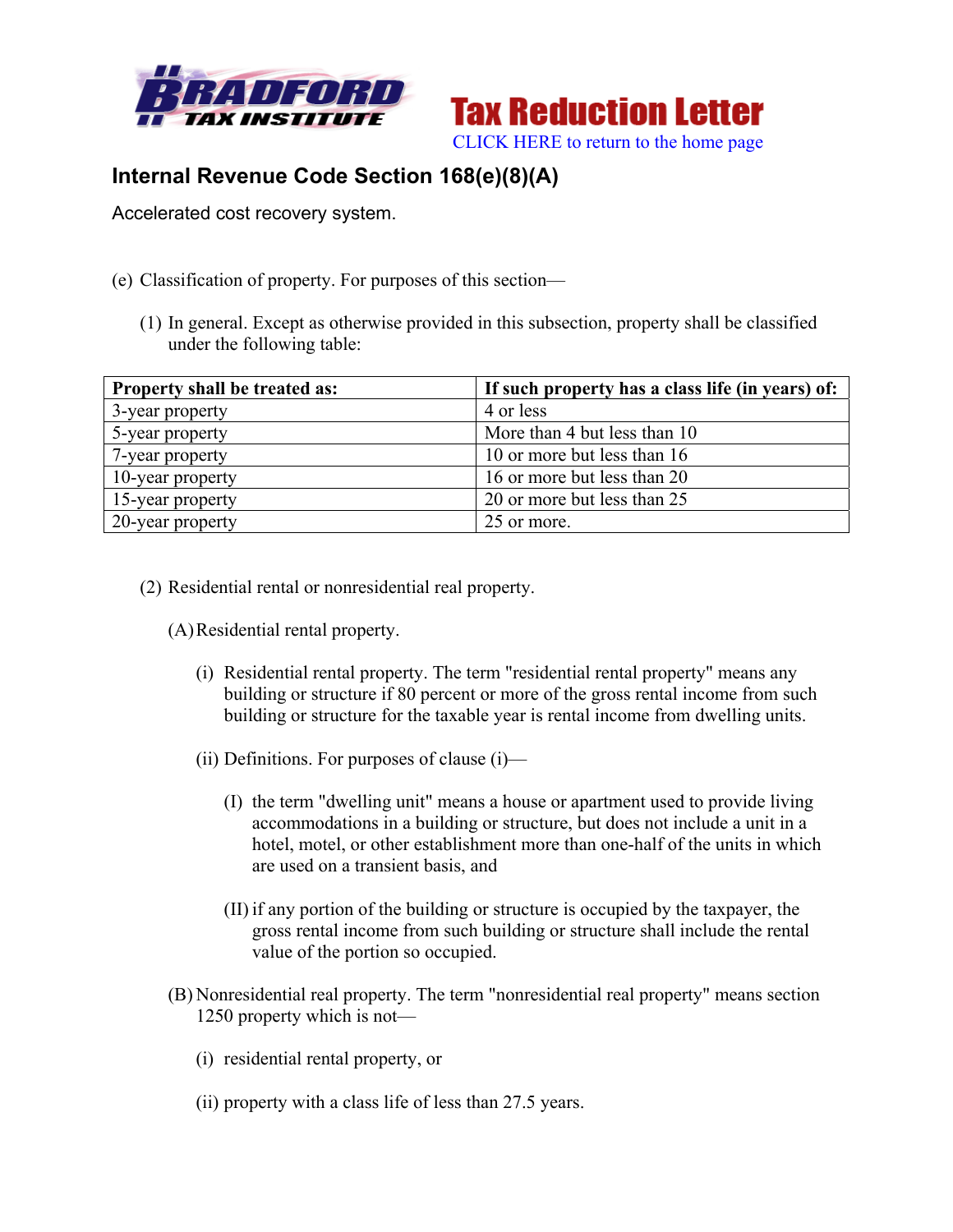Tax Reduction Letter

CLICK HERE to return to the home page

## Internal Revenue Code Section 168(e)(8)(A)

Accelerated cost recovery system.

(e) Classification of property. For purposes of this section—

(1) In general. Except as otherwise provided in this subsection, property shall be classified under the following table:

| Property shall be treated as: | If such property has a class life (in years) of: |
|---|---|
| 3-year property | 4 or less |
| 5-year property | More than 4 but less than 10 |
| 7-year property | 10 or more but less than 16 |
| 10-year property | 16 or more but less than 20 |
| 15-year property | 20 or more but less than 25 |
| 20-year property | 25 or more. |

(2) Residential rental or nonresidential real property.

(A) Residential rental property.

(i) Residential rental property. The term "residential rental property" means any building or structure if 80 percent or more of the gross rental income from such building or structure for the taxable year is rental income from dwelling units.

(ii) Definitions. For purposes of clause (i)—

(I) the term "dwelling unit" means a house or apartment used to provide living accommodations in a building or structure, but does not include a unit in a hotel, motel, or other establishment more than one-half of the units in which are used on a transient basis, and

(II) if any portion of the building or structure is occupied by the taxpayer, the gross rental income from such building or structure shall include the rental value of the portion so occupied.

(B) Nonresidential real property. The term "nonresidential real property" means section 1250 property which is not—

(i) residential rental property, or

(ii) property with a class life of less than 27.5 years.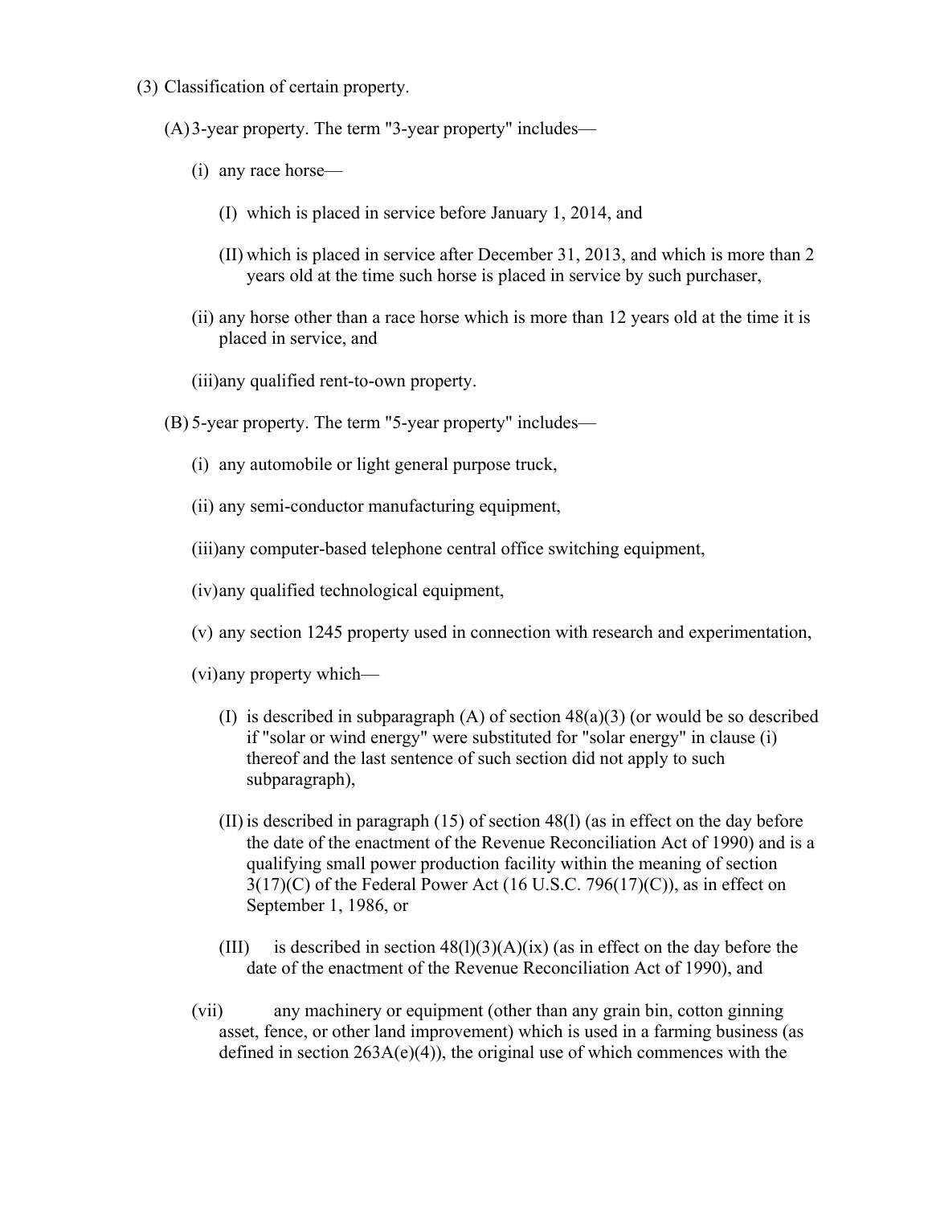(3) Classification of certain property.

(A) 3-year property. The term "3-year property" includes—

(i) any race horse—

(I) which is placed in service before January 1, 2014, and

(II) which is placed in service after December 31, 2013, and which is more than 2 years old at the time such horse is placed in service by such purchaser,

(ii) any horse other than a race horse which is more than 12 years old at the time it is placed in service, and

(iii) any qualified rent-to-own property.

(B) 5-year property. The term "5-year property" includes—

(i) any automobile or light general purpose truck,

(ii) any semi-conductor manufacturing equipment,

(iii) any computer-based telephone central office switching equipment,

(iv) any qualified technological equipment,

(v) any section 1245 property used in connection with research and experimentation,

(vi) any property which—

(I) is described in subparagraph (A) of section 48(a)(3) (or would be so described if "solar or wind energy" were substituted for "solar energy" in clause (i) thereof and the last sentence of such section did not apply to such subparagraph),

(II) is described in paragraph (15) of section 48(l) (as in effect on the day before the date of the enactment of the Revenue Reconciliation Act of 1990) and is a qualifying small power production facility within the meaning of section 3(17)(C) of the Federal Power Act (16 U.S.C. 796(17)(C)), as in effect on September 1, 1986, or

(III) is described in section 48(l)(3)(A)(ix) (as in effect on the day before the date of the enactment of the Revenue Reconciliation Act of 1990), and

(vii) any machinery or equipment (other than any grain bin, cotton ginning asset, fence, or other land improvement) which is used in a farming business (as defined in section 263A(e)(4)), the original use of which commences with the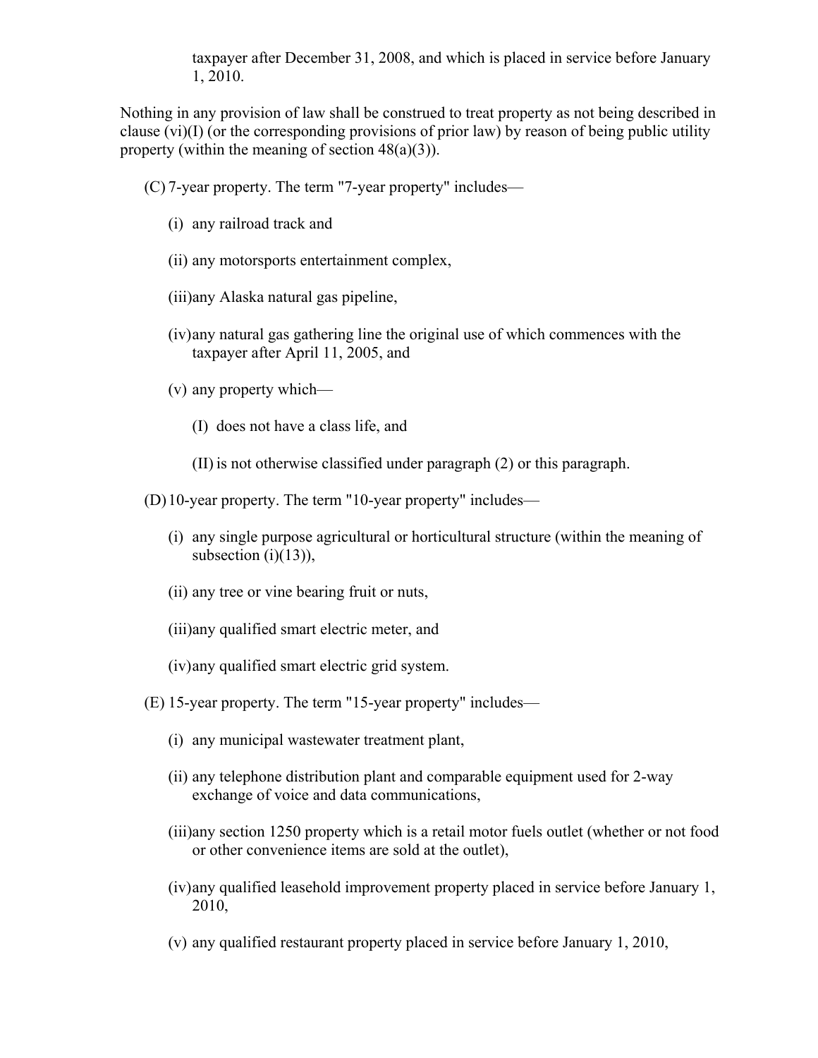taxpayer after December 31, 2008, and which is placed in service before January 1, 2010.

Nothing in any provision of law shall be construed to treat property as not being described in clause (vi)(I) (or the corresponding provisions of prior law) by reason of being public utility property (within the meaning of section 48(a)(3)).

(C) 7-year property. The term "7-year property" includes—

- (i) any railroad track and
- (ii) any motorsports entertainment complex,
- (iii) any Alaska natural gas pipeline,
- (iv) any natural gas gathering line the original use of which commences with the taxpayer after April 11, 2005, and
- (v) any property which—
  - (I) does not have a class life, and
  - (II) is not otherwise classified under paragraph (2) or this paragraph.

(D) 10-year property. The term "10-year property" includes—

- (i) any single purpose agricultural or horticultural structure (within the meaning of subsection (i)(13)),
- (ii) any tree or vine bearing fruit or nuts,
- (iii) any qualified smart electric meter, and
- (iv) any qualified smart electric grid system.

(E) 15-year property. The term "15-year property" includes—

- (i) any municipal wastewater treatment plant,
- (ii) any telephone distribution plant and comparable equipment used for 2-way exchange of voice and data communications,
- (iii) any section 1250 property which is a retail motor fuels outlet (whether or not food or other convenience items are sold at the outlet),
- (iv) any qualified leasehold improvement property placed in service before January 1, 2010,
- (v) any qualified restaurant property placed in service before January 1, 2010,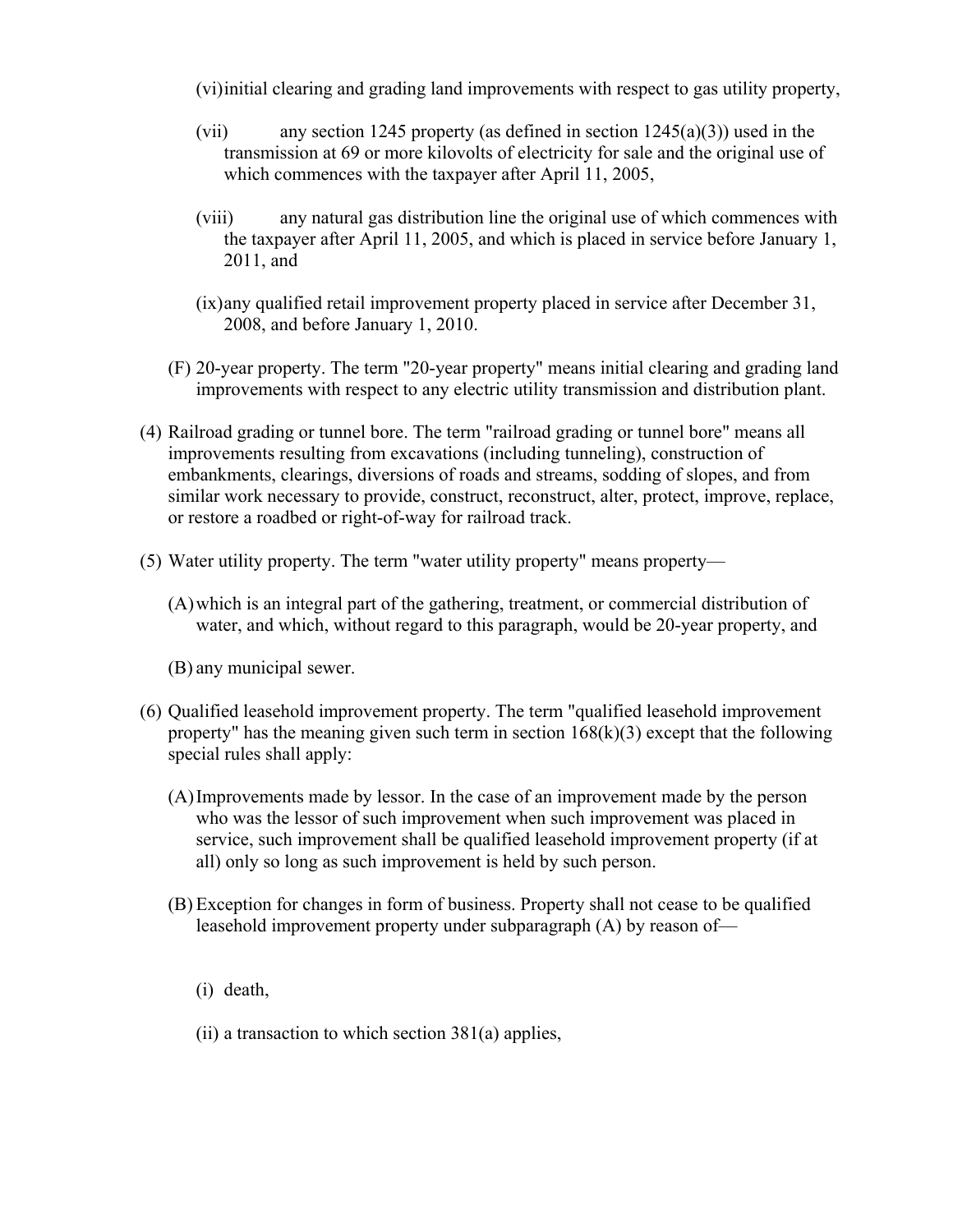(vi) initial clearing and grading land improvements with respect to gas utility property,

(vii) any section 1245 property (as defined in section 1245(a)(3)) used in the transmission at 69 or more kilovolts of electricity for sale and the original use of which commences with the taxpayer after April 11, 2005,

(viii) any natural gas distribution line the original use of which commences with the taxpayer after April 11, 2005, and which is placed in service before January 1, 2011, and

(ix) any qualified retail improvement property placed in service after December 31, 2008, and before January 1, 2010.

(F) 20-year property. The term "20-year property" means initial clearing and grading land improvements with respect to any electric utility transmission and distribution plant.

(4) Railroad grading or tunnel bore. The term "railroad grading or tunnel bore" means all improvements resulting from excavations (including tunneling), construction of embankments, clearings, diversions of roads and streams, sodding of slopes, and from similar work necessary to provide, construct, reconstruct, alter, protect, improve, replace, or restore a roadbed or right-of-way for railroad track.

(5) Water utility property. The term "water utility property" means property—

(A) which is an integral part of the gathering, treatment, or commercial distribution of water, and which, without regard to this paragraph, would be 20-year property, and

(B) any municipal sewer.

(6) Qualified leasehold improvement property. The term "qualified leasehold improvement property" has the meaning given such term in section 168(k)(3) except that the following special rules shall apply:

(A) Improvements made by lessor. In the case of an improvement made by the person who was the lessor of such improvement when such improvement was placed in service, such improvement shall be qualified leasehold improvement property (if at all) only so long as such improvement is held by such person.

(B) Exception for changes in form of business. Property shall not cease to be qualified leasehold improvement property under subparagraph (A) by reason of—

(i) death,

(ii) a transaction to which section 381(a) applies,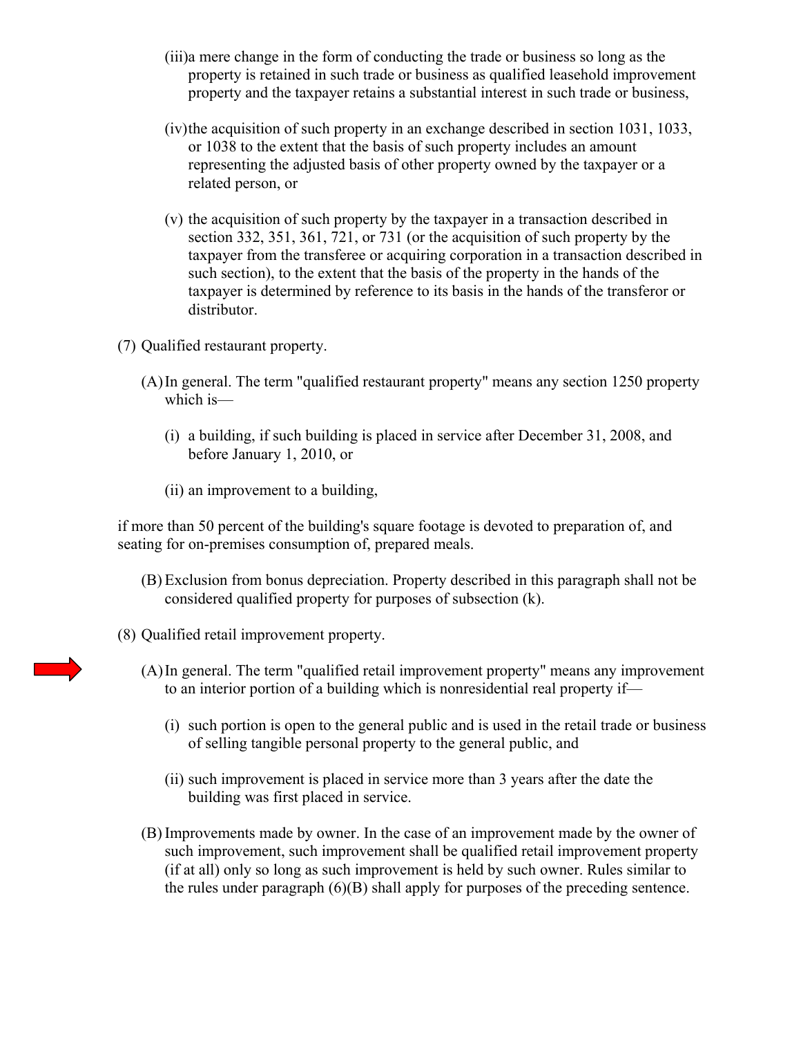(iii) a mere change in the form of conducting the trade or business so long as the property is retained in such trade or business as qualified leasehold improvement property and the taxpayer retains a substantial interest in such trade or business,

(iv) the acquisition of such property in an exchange described in section 1031, 1033, or 1038 to the extent that the basis of such property includes an amount representing the adjusted basis of other property owned by the taxpayer or a related person, or

(v) the acquisition of such property by the taxpayer in a transaction described in section 332, 351, 361, 721, or 731 (or the acquisition of such property by the taxpayer from the transferee or acquiring corporation in a transaction described in such section), to the extent that the basis of the property in the hands of the taxpayer is determined by reference to its basis in the hands of the transferor or distributor.

(7) Qualified restaurant property.

(A) In general. The term "qualified restaurant property" means any section 1250 property which is—

(i) a building, if such building is placed in service after December 31, 2008, and before January 1, 2010, or

(ii) an improvement to a building,

if more than 50 percent of the building's square footage is devoted to preparation of, and seating for on-premises consumption of, prepared meals.

(B) Exclusion from bonus depreciation. Property described in this paragraph shall not be considered qualified property for purposes of subsection (k).

(8) Qualified retail improvement property.

(A) In general. The term "qualified retail improvement property" means any improvement to an interior portion of a building which is nonresidential real property if—

(i) such portion is open to the general public and is used in the retail trade or business of selling tangible personal property to the general public, and

(ii) such improvement is placed in service more than 3 years after the date the building was first placed in service.

(B) Improvements made by owner. In the case of an improvement made by the owner of such improvement, such improvement shall be qualified retail improvement property (if at all) only so long as such improvement is held by such owner. Rules similar to the rules under paragraph (6)(B) shall apply for purposes of the preceding sentence.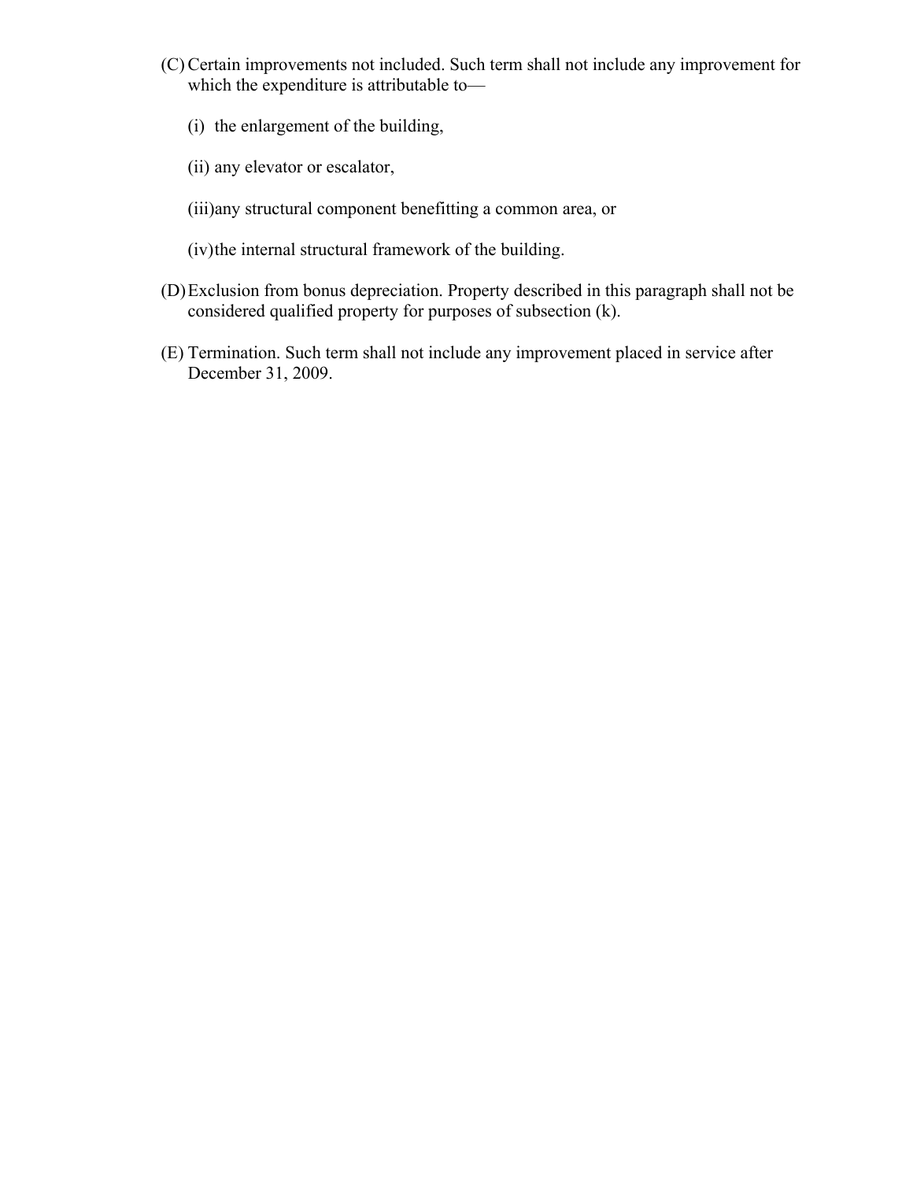(C) Certain improvements not included. Such term shall not include any improvement for which the expenditure is attributable to—

   (i) the enlargement of the building,

   (ii) any elevator or escalator,

   (iii) any structural component benefitting a common area, or

   (iv) the internal structural framework of the building.

(D) Exclusion from bonus depreciation. Property described in this paragraph shall not be considered qualified property for purposes of subsection (k).

(E) Termination. Such term shall not include any improvement placed in service after December 31, 2009.